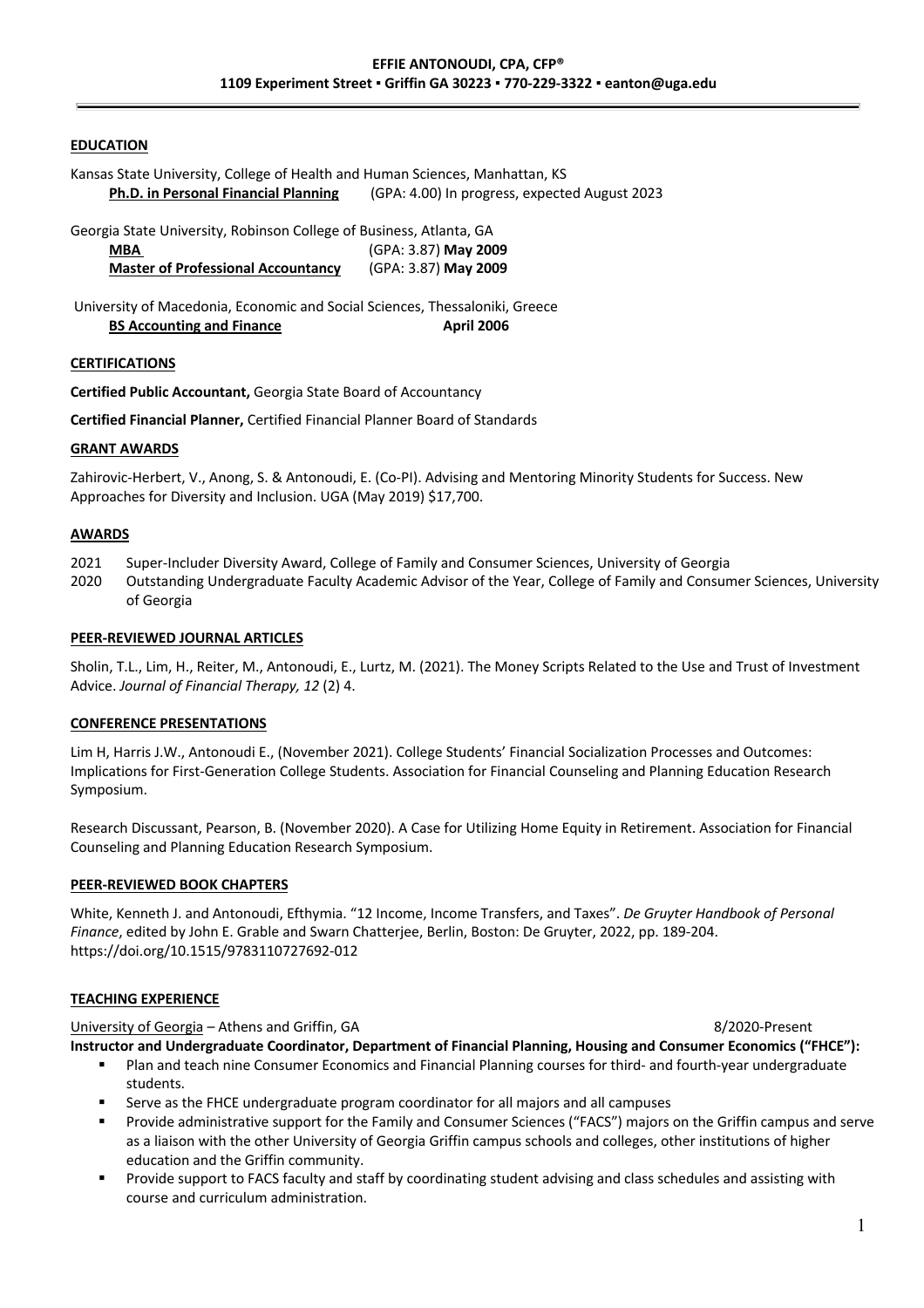**EFFIE ANTONOUDI, CPA, CFP®**

**1109 Experiment Street ▪ Griffin GA 30223 ▪ 770-229-3322 ▪ eanton@uga.edu**

---

## EDUCATION

Kansas State University, College of Health and Human Sciences, Manhattan, KS
**Ph.D. in Personal Financial Planning** (GPA: 4.00) In progress, expected August 2023

Georgia State University, Robinson College of Business, Atlanta, GA
**MBA** (GPA: 3.87) **May 2009**
**Master of Professional Accountancy** (GPA: 3.87) **May 2009**

University of Macedonia, Economic and Social Sciences, Thessaloniki, Greece
**BS Accounting and Finance** **April 2006**

## CERTIFICATIONS

**Certified Public Accountant,** Georgia State Board of Accountancy

**Certified Financial Planner,** Certified Financial Planner Board of Standards

## GRANT AWARDS

Zahirovic-Herbert, V., Anong, S. & Antonoudi, E. (Co-PI). Advising and Mentoring Minority Students for Success. New Approaches for Diversity and Inclusion. UGA (May 2019) $17,700.

## AWARDS

2021 Super-Includer Diversity Award, College of Family and Consumer Sciences, University of Georgia
2020 Outstanding Undergraduate Faculty Academic Advisor of the Year, College of Family and Consumer Sciences, University of Georgia

## PEER-REVIEWED JOURNAL ARTICLES

Sholin, T.L., Lim, H., Reiter, M., Antonoudi, E., Lurtz, M. (2021). The Money Scripts Related to the Use and Trust of Investment Advice. *Journal of Financial Therapy, 12* (2) 4.

## CONFERENCE PRESENTATIONS

Lim H, Harris J.W., Antonoudi E., (November 2021). College Students' Financial Socialization Processes and Outcomes: Implications for First-Generation College Students. Association for Financial Counseling and Planning Education Research Symposium.

Research Discussant, Pearson, B. (November 2020). A Case for Utilizing Home Equity in Retirement. Association for Financial Counseling and Planning Education Research Symposium.

## PEER-REVIEWED BOOK CHAPTERS

White, Kenneth J. and Antonoudi, Efthymia. "12 Income, Income Transfers, and Taxes". *De Gruyter Handbook of Personal Finance*, edited by John E. Grable and Swarn Chatterjee, Berlin, Boston: De Gruyter, 2022, pp. 189-204. https://doi.org/10.1515/9783110727692-012

## TEACHING EXPERIENCE

University of Georgia – Athens and Griffin, GA 8/2020-Present

**Instructor and Undergraduate Coordinator, Department of Financial Planning, Housing and Consumer Economics ("FHCE"):**

- Plan and teach nine Consumer Economics and Financial Planning courses for third- and fourth-year undergraduate students.
- Serve as the FHCE undergraduate program coordinator for all majors and all campuses
- Provide administrative support for the Family and Consumer Sciences ("FACS") majors on the Griffin campus and serve as a liaison with the other University of Georgia Griffin campus schools and colleges, other institutions of higher education and the Griffin community.
- Provide support to FACS faculty and staff by coordinating student advising and class schedules and assisting with course and curriculum administration.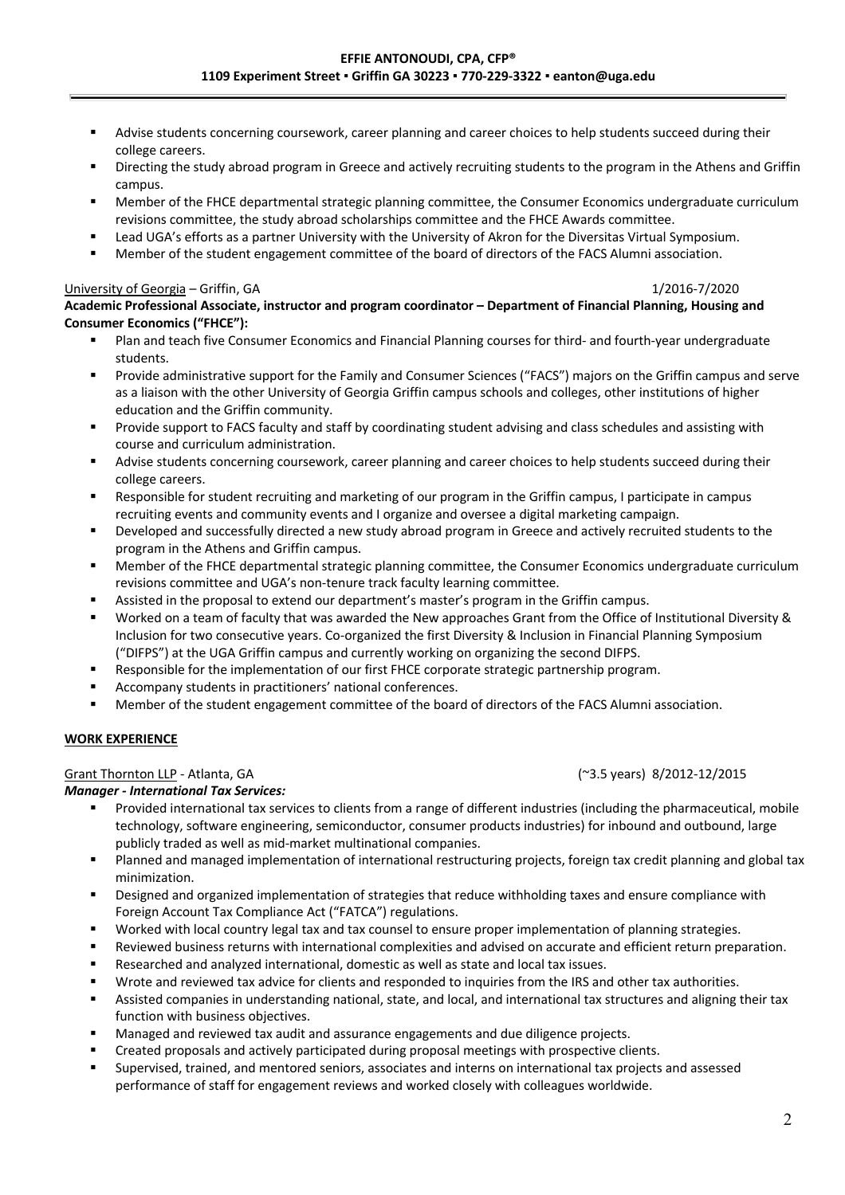**EFFIE ANTONOUDI, CPA, CFP®**
**1109 Experiment Street ▪ Griffin GA 30223 ▪ 770-229-3322 ▪ eanton@uga.edu**

- Advise students concerning coursework, career planning and career choices to help students succeed during their college careers.
- Directing the study abroad program in Greece and actively recruiting students to the program in the Athens and Griffin campus.
- Member of the FHCE departmental strategic planning committee, the Consumer Economics undergraduate curriculum revisions committee, the study abroad scholarships committee and the FHCE Awards committee.
- Lead UGA's efforts as a partner University with the University of Akron for the Diversitas Virtual Symposium.
- Member of the student engagement committee of the board of directors of the FACS Alumni association.

University of Georgia – Griffin, GA 1/2016-7/2020

**Academic Professional Associate, instructor and program coordinator – Department of Financial Planning, Housing and Consumer Economics ("FHCE"):**

- Plan and teach five Consumer Economics and Financial Planning courses for third- and fourth-year undergraduate students.
- Provide administrative support for the Family and Consumer Sciences ("FACS") majors on the Griffin campus and serve as a liaison with the other University of Georgia Griffin campus schools and colleges, other institutions of higher education and the Griffin community.
- Provide support to FACS faculty and staff by coordinating student advising and class schedules and assisting with course and curriculum administration.
- Advise students concerning coursework, career planning and career choices to help students succeed during their college careers.
- Responsible for student recruiting and marketing of our program in the Griffin campus, I participate in campus recruiting events and community events and I organize and oversee a digital marketing campaign.
- Developed and successfully directed a new study abroad program in Greece and actively recruited students to the program in the Athens and Griffin campus.
- Member of the FHCE departmental strategic planning committee, the Consumer Economics undergraduate curriculum revisions committee and UGA's non-tenure track faculty learning committee.
- Assisted in the proposal to extend our department's master's program in the Griffin campus.
- Worked on a team of faculty that was awarded the New approaches Grant from the Office of Institutional Diversity & Inclusion for two consecutive years. Co-organized the first Diversity & Inclusion in Financial Planning Symposium ("DIFPS") at the UGA Griffin campus and currently working on organizing the second DIFPS.
- Responsible for the implementation of our first FHCE corporate strategic partnership program.
- Accompany students in practitioners' national conferences.
- Member of the student engagement committee of the board of directors of the FACS Alumni association.

## WORK EXPERIENCE

Grant Thornton LLP - Atlanta, GA (~3.5 years) 8/2012-12/2015

***Manager - International Tax Services:***

- Provided international tax services to clients from a range of different industries (including the pharmaceutical, mobile technology, software engineering, semiconductor, consumer products industries) for inbound and outbound, large publicly traded as well as mid-market multinational companies.
- Planned and managed implementation of international restructuring projects, foreign tax credit planning and global tax minimization.
- Designed and organized implementation of strategies that reduce withholding taxes and ensure compliance with Foreign Account Tax Compliance Act ("FATCA") regulations.
- Worked with local country legal tax and tax counsel to ensure proper implementation of planning strategies.
- Reviewed business returns with international complexities and advised on accurate and efficient return preparation.
- Researched and analyzed international, domestic as well as state and local tax issues.
- Wrote and reviewed tax advice for clients and responded to inquiries from the IRS and other tax authorities.
- Assisted companies in understanding national, state, and local, and international tax structures and aligning their tax function with business objectives.
- Managed and reviewed tax audit and assurance engagements and due diligence projects.
- Created proposals and actively participated during proposal meetings with prospective clients.
- Supervised, trained, and mentored seniors, associates and interns on international tax projects and assessed performance of staff for engagement reviews and worked closely with colleagues worldwide.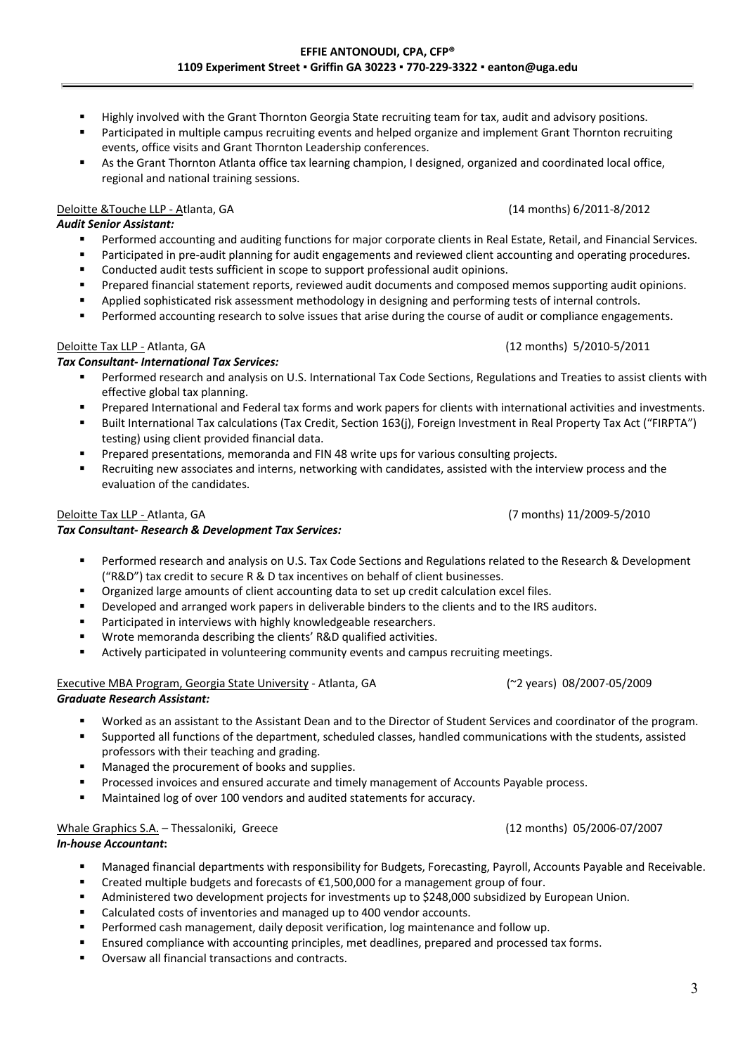- Highly involved with the Grant Thornton Georgia State recruiting team for tax, audit and advisory positions.
- Participated in multiple campus recruiting events and helped organize and implement Grant Thornton recruiting events, office visits and Grant Thornton Leadership conferences.
- As the Grant Thornton Atlanta office tax learning champion, I designed, organized and coordinated local office, regional and national training sessions.

Deloitte &Touche LLP - Atlanta, GA (14 months) 6/2011-8/2012

***Audit Senior Assistant:***

- Performed accounting and auditing functions for major corporate clients in Real Estate, Retail, and Financial Services.
- Participated in pre-audit planning for audit engagements and reviewed client accounting and operating procedures.
- Conducted audit tests sufficient in scope to support professional audit opinions.
- Prepared financial statement reports, reviewed audit documents and composed memos supporting audit opinions.
- Applied sophisticated risk assessment methodology in designing and performing tests of internal controls.
- Performed accounting research to solve issues that arise during the course of audit or compliance engagements.

Deloitte Tax LLP - Atlanta, GA (12 months) 5/2010-5/2011

***Tax Consultant- International Tax Services:***

- Performed research and analysis on U.S. International Tax Code Sections, Regulations and Treaties to assist clients with effective global tax planning.
- Prepared International and Federal tax forms and work papers for clients with international activities and investments.
- Built International Tax calculations (Tax Credit, Section 163(j), Foreign Investment in Real Property Tax Act ("FIRPTA") testing) using client provided financial data.
- Prepared presentations, memoranda and FIN 48 write ups for various consulting projects.
- Recruiting new associates and interns, networking with candidates, assisted with the interview process and the evaluation of the candidates.

Deloitte Tax LLP - Atlanta, GA (7 months) 11/2009-5/2010

***Tax Consultant- Research & Development Tax Services:***

- Performed research and analysis on U.S. Tax Code Sections and Regulations related to the Research & Development ("R&D") tax credit to secure R & D tax incentives on behalf of client businesses.
- Organized large amounts of client accounting data to set up credit calculation excel files.
- Developed and arranged work papers in deliverable binders to the clients and to the IRS auditors.
- Participated in interviews with highly knowledgeable researchers.
- Wrote memoranda describing the clients' R&D qualified activities.
- Actively participated in volunteering community events and campus recruiting meetings.

Executive MBA Program, Georgia State University - Atlanta, GA (~2 years) 08/2007-05/2009

***Graduate Research Assistant:***

- Worked as an assistant to the Assistant Dean and to the Director of Student Services and coordinator of the program.
- Supported all functions of the department, scheduled classes, handled communications with the students, assisted professors with their teaching and grading.
- Managed the procurement of books and supplies.
- Processed invoices and ensured accurate and timely management of Accounts Payable process.
- Maintained log of over 100 vendors and audited statements for accuracy.

Whale Graphics S.A. – Thessaloniki, Greece (12 months) 05/2006-07/2007

***In-house Accountant*:**

- Managed financial departments with responsibility for Budgets, Forecasting, Payroll, Accounts Payable and Receivable.
- Created multiple budgets and forecasts of €1,500,000 for a management group of four.
- Administered two development projects for investments up to $248,000 subsidized by European Union.
- Calculated costs of inventories and managed up to 400 vendor accounts.
- Performed cash management, daily deposit verification, log maintenance and follow up.
- Ensured compliance with accounting principles, met deadlines, prepared and processed tax forms.
- Oversaw all financial transactions and contracts.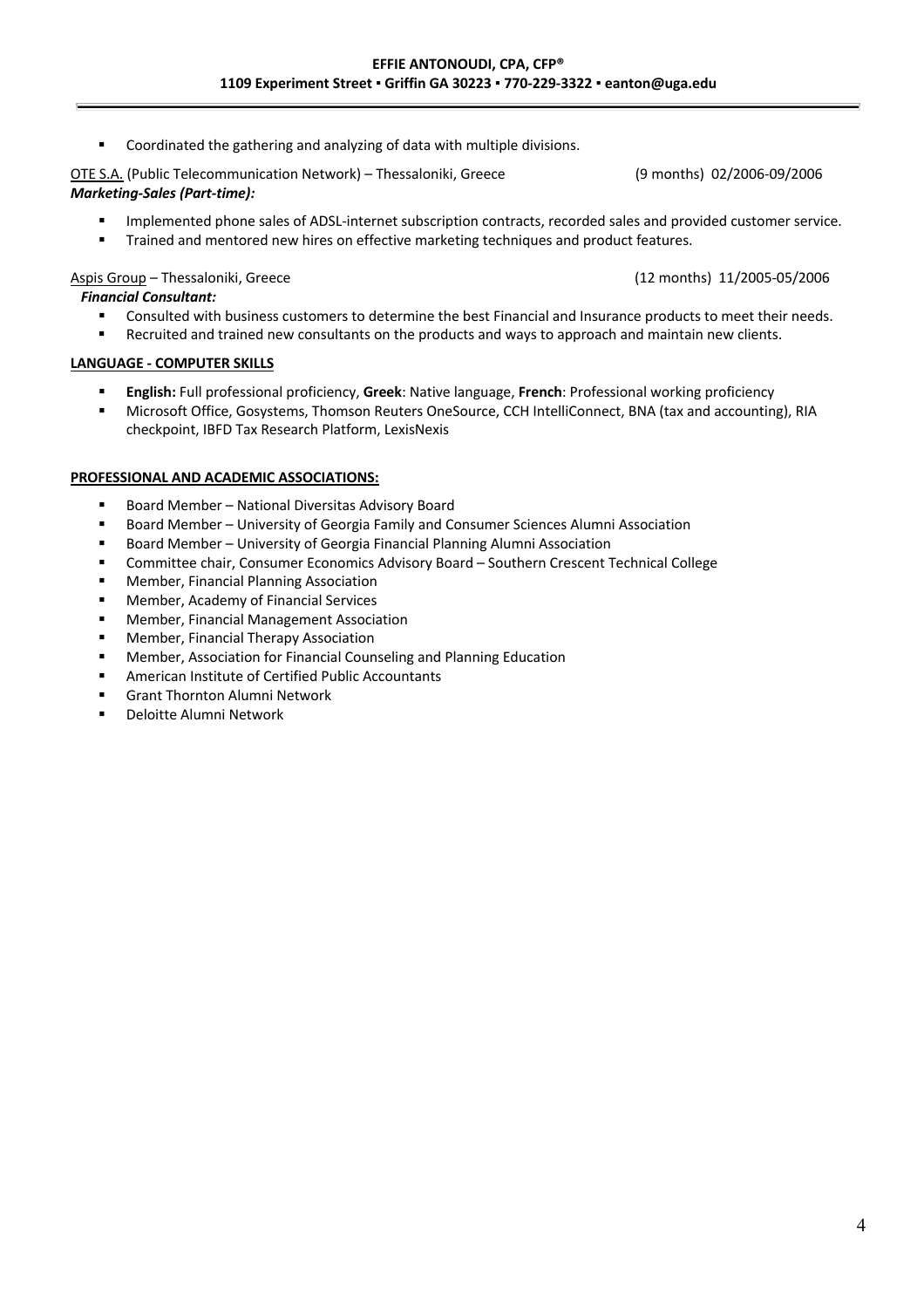- Coordinated the gathering and analyzing of data with multiple divisions.

OTE S.A. (Public Telecommunication Network) – Thessaloniki, Greece (9 months) 02/2006-09/2006

***Marketing-Sales (Part-time):***

- Implemented phone sales of ADSL-internet subscription contracts, recorded sales and provided customer service.
- Trained and mentored new hires on effective marketing techniques and product features.

Aspis Group – Thessaloniki, Greece (12 months) 11/2005-05/2006

***Financial Consultant:***

- Consulted with business customers to determine the best Financial and Insurance products to meet their needs.
- Recruited and trained new consultants on the products and ways to approach and maintain new clients.

## LANGUAGE - COMPUTER SKILLS

- **English:** Full professional proficiency, **Greek**: Native language, **French**: Professional working proficiency
- Microsoft Office, Gosystems, Thomson Reuters OneSource, CCH IntelliConnect, BNA (tax and accounting), RIA checkpoint, IBFD Tax Research Platform, LexisNexis

## PROFESSIONAL AND ACADEMIC ASSOCIATIONS:

- Board Member – National Diversitas Advisory Board
- Board Member – University of Georgia Family and Consumer Sciences Alumni Association
- Board Member – University of Georgia Financial Planning Alumni Association
- Committee chair, Consumer Economics Advisory Board – Southern Crescent Technical College
- Member, Financial Planning Association
- Member, Academy of Financial Services
- Member, Financial Management Association
- Member, Financial Therapy Association
- Member, Association for Financial Counseling and Planning Education
- American Institute of Certified Public Accountants
- Grant Thornton Alumni Network
- Deloitte Alumni Network